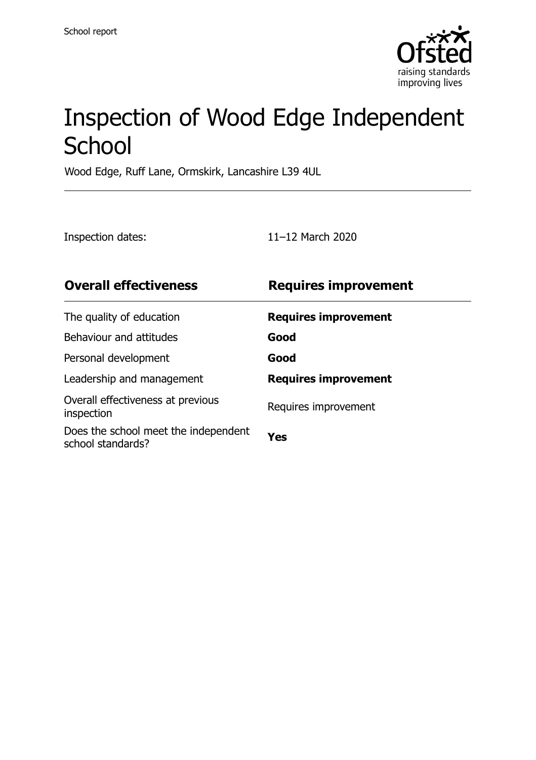School report

# Inspection of Wood Edge Independent School

Wood Edge, Ruff Lane, Ormskirk, Lancashire L39 4UL

Inspection dates: 11–12 March 2020

| **Overall effectiveness** | **Requires improvement** |
| --- | --- |
| The quality of education | **Requires improvement** |
| Behaviour and attitudes | **Good** |
| Personal development | **Good** |
| Leadership and management | **Requires improvement** |
| Overall effectiveness at previous inspection | Requires improvement |
| Does the school meet the independent school standards? | **Yes** |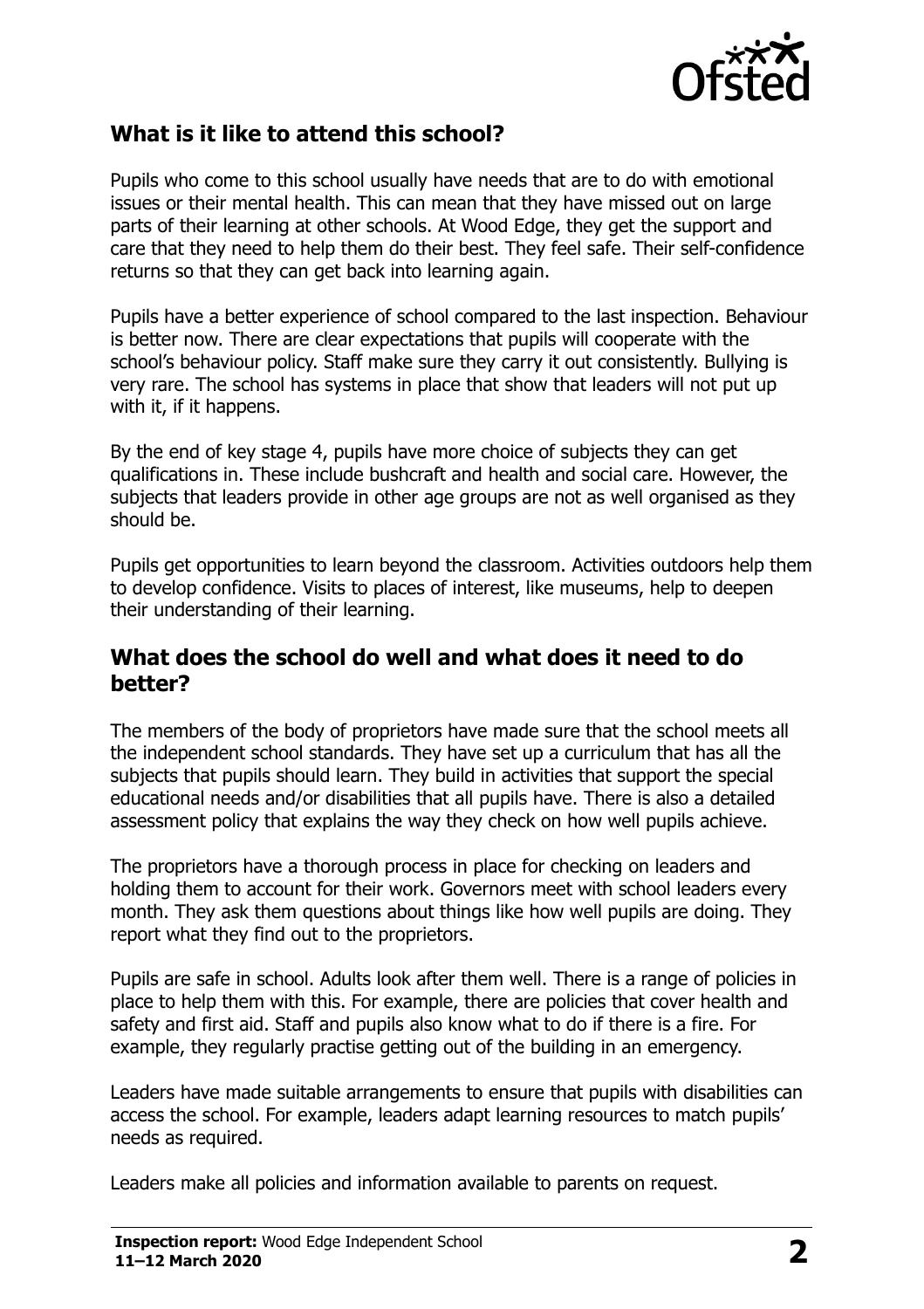## What is it like to attend this school?

Pupils who come to this school usually have needs that are to do with emotional issues or their mental health. This can mean that they have missed out on large parts of their learning at other schools. At Wood Edge, they get the support and care that they need to help them do their best. They feel safe. Their self-confidence returns so that they can get back into learning again.

Pupils have a better experience of school compared to the last inspection. Behaviour is better now. There are clear expectations that pupils will cooperate with the school's behaviour policy. Staff make sure they carry it out consistently. Bullying is very rare. The school has systems in place that show that leaders will not put up with it, if it happens.

By the end of key stage 4, pupils have more choice of subjects they can get qualifications in. These include bushcraft and health and social care. However, the subjects that leaders provide in other age groups are not as well organised as they should be.

Pupils get opportunities to learn beyond the classroom. Activities outdoors help them to develop confidence. Visits to places of interest, like museums, help to deepen their understanding of their learning.

## What does the school do well and what does it need to do better?

The members of the body of proprietors have made sure that the school meets all the independent school standards. They have set up a curriculum that has all the subjects that pupils should learn. They build in activities that support the special educational needs and/or disabilities that all pupils have. There is also a detailed assessment policy that explains the way they check on how well pupils achieve.

The proprietors have a thorough process in place for checking on leaders and holding them to account for their work. Governors meet with school leaders every month. They ask them questions about things like how well pupils are doing. They report what they find out to the proprietors.

Pupils are safe in school. Adults look after them well. There is a range of policies in place to help them with this. For example, there are policies that cover health and safety and first aid. Staff and pupils also know what to do if there is a fire. For example, they regularly practise getting out of the building in an emergency.

Leaders have made suitable arrangements to ensure that pupils with disabilities can access the school. For example, leaders adapt learning resources to match pupils' needs as required.

Leaders make all policies and information available to parents on request.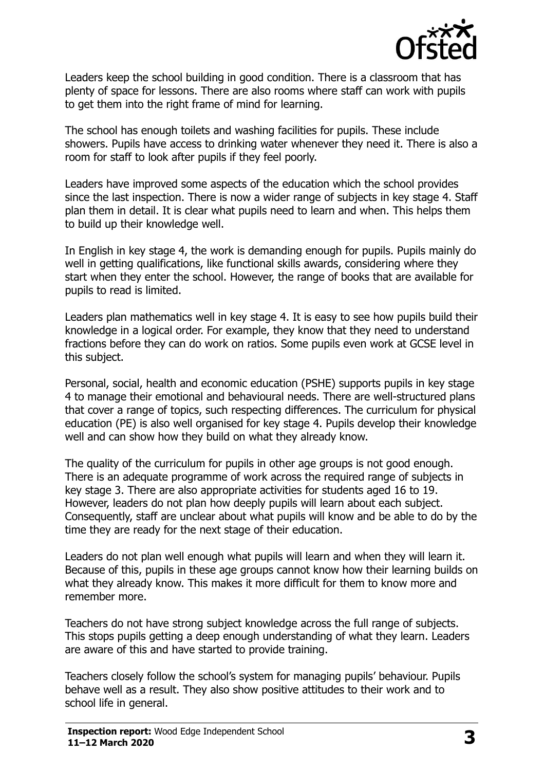Leaders keep the school building in good condition. There is a classroom that has plenty of space for lessons. There are also rooms where staff can work with pupils to get them into the right frame of mind for learning.

The school has enough toilets and washing facilities for pupils. These include showers. Pupils have access to drinking water whenever they need it. There is also a room for staff to look after pupils if they feel poorly.

Leaders have improved some aspects of the education which the school provides since the last inspection. There is now a wider range of subjects in key stage 4. Staff plan them in detail. It is clear what pupils need to learn and when. This helps them to build up their knowledge well.

In English in key stage 4, the work is demanding enough for pupils. Pupils mainly do well in getting qualifications, like functional skills awards, considering where they start when they enter the school. However, the range of books that are available for pupils to read is limited.

Leaders plan mathematics well in key stage 4. It is easy to see how pupils build their knowledge in a logical order. For example, they know that they need to understand fractions before they can do work on ratios. Some pupils even work at GCSE level in this subject.

Personal, social, health and economic education (PSHE) supports pupils in key stage 4 to manage their emotional and behavioural needs. There are well-structured plans that cover a range of topics, such respecting differences. The curriculum for physical education (PE) is also well organised for key stage 4. Pupils develop their knowledge well and can show how they build on what they already know.

The quality of the curriculum for pupils in other age groups is not good enough. There is an adequate programme of work across the required range of subjects in key stage 3. There are also appropriate activities for students aged 16 to 19. However, leaders do not plan how deeply pupils will learn about each subject. Consequently, staff are unclear about what pupils will know and be able to do by the time they are ready for the next stage of their education.

Leaders do not plan well enough what pupils will learn and when they will learn it. Because of this, pupils in these age groups cannot know how their learning builds on what they already know. This makes it more difficult for them to know more and remember more.

Teachers do not have strong subject knowledge across the full range of subjects. This stops pupils getting a deep enough understanding of what they learn. Leaders are aware of this and have started to provide training.

Teachers closely follow the school's system for managing pupils' behaviour. Pupils behave well as a result. They also show positive attitudes to their work and to school life in general.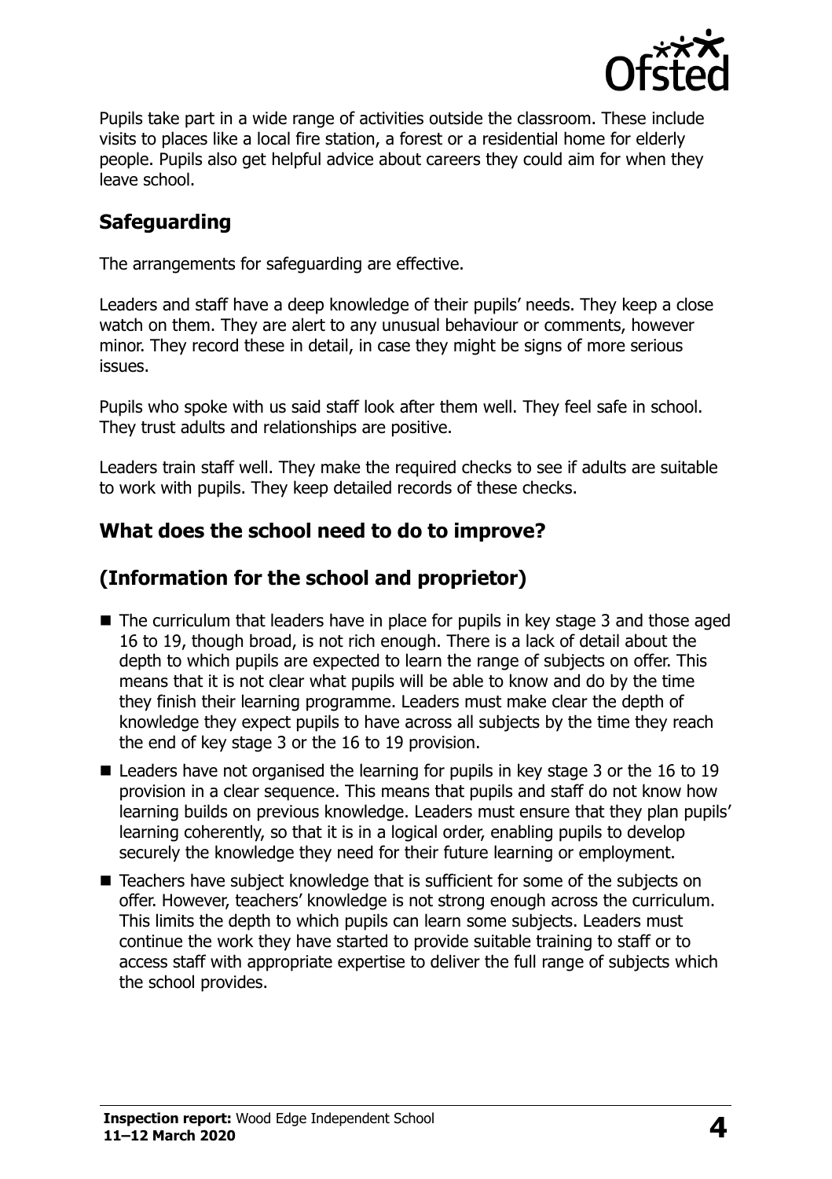Pupils take part in a wide range of activities outside the classroom. These include visits to places like a local fire station, a forest or a residential home for elderly people. Pupils also get helpful advice about careers they could aim for when they leave school.

## Safeguarding

The arrangements for safeguarding are effective.

Leaders and staff have a deep knowledge of their pupils' needs. They keep a close watch on them. They are alert to any unusual behaviour or comments, however minor. They record these in detail, in case they might be signs of more serious issues.

Pupils who spoke with us said staff look after them well. They feel safe in school. They trust adults and relationships are positive.

Leaders train staff well. They make the required checks to see if adults are suitable to work with pupils. They keep detailed records of these checks.

## What does the school need to do to improve?

## (Information for the school and proprietor)

- The curriculum that leaders have in place for pupils in key stage 3 and those aged 16 to 19, though broad, is not rich enough. There is a lack of detail about the depth to which pupils are expected to learn the range of subjects on offer. This means that it is not clear what pupils will be able to know and do by the time they finish their learning programme. Leaders must make clear the depth of knowledge they expect pupils to have across all subjects by the time they reach the end of key stage 3 or the 16 to 19 provision.
- Leaders have not organised the learning for pupils in key stage 3 or the 16 to 19 provision in a clear sequence. This means that pupils and staff do not know how learning builds on previous knowledge. Leaders must ensure that they plan pupils' learning coherently, so that it is in a logical order, enabling pupils to develop securely the knowledge they need for their future learning or employment.
- Teachers have subject knowledge that is sufficient for some of the subjects on offer. However, teachers' knowledge is not strong enough across the curriculum. This limits the depth to which pupils can learn some subjects. Leaders must continue the work they have started to provide suitable training to staff or to access staff with appropriate expertise to deliver the full range of subjects which the school provides.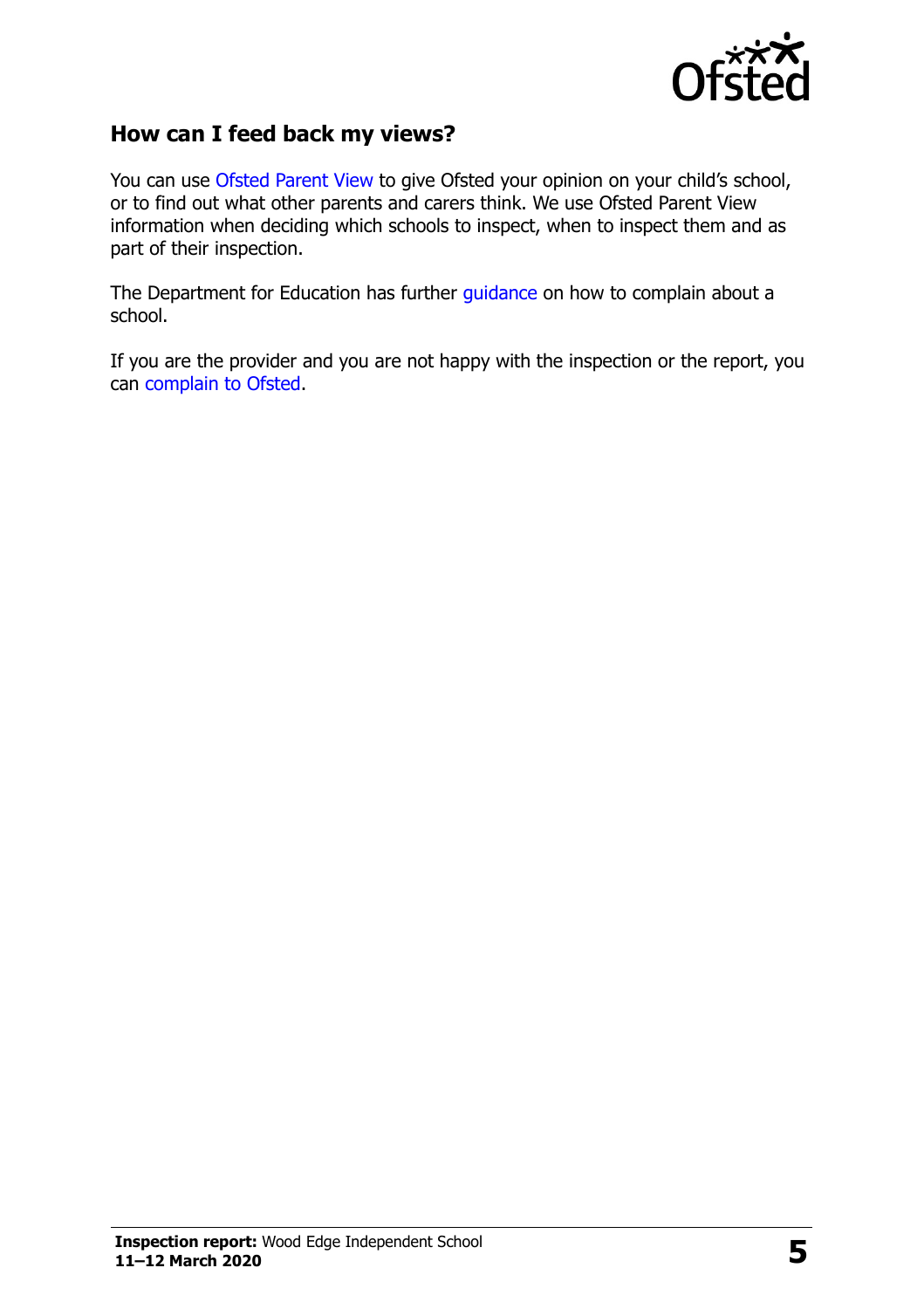## How can I feed back my views?

You can use Ofsted Parent View to give Ofsted your opinion on your child's school, or to find out what other parents and carers think. We use Ofsted Parent View information when deciding which schools to inspect, when to inspect them and as part of their inspection.

The Department for Education has further guidance on how to complain about a school.

If you are the provider and you are not happy with the inspection or the report, you can complain to Ofsted.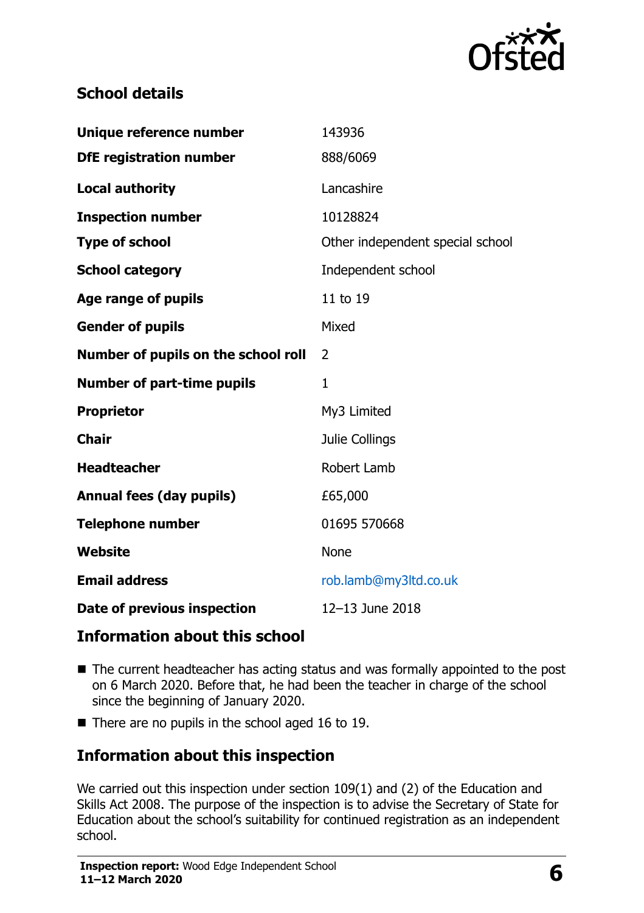## School details

| | |
|---|---|
| **Unique reference number** | 143936 |
| **DfE registration number** | 888/6069 |
| **Local authority** | Lancashire |
| **Inspection number** | 10128824 |
| **Type of school** | Other independent special school |
| **School category** | Independent school |
| **Age range of pupils** | 11 to 19 |
| **Gender of pupils** | Mixed |
| **Number of pupils on the school roll** | 2 |
| **Number of part-time pupils** | 1 |
| **Proprietor** | My3 Limited |
| **Chair** | Julie Collings |
| **Headteacher** | Robert Lamb |
| **Annual fees (day pupils)** | £65,000 |
| **Telephone number** | 01695 570668 |
| **Website** | None |
| **Email address** | rob.lamb@my3ltd.co.uk |
| **Date of previous inspection** | 12–13 June 2018 |

## Information about this school

- The current headteacher has acting status and was formally appointed to the post on 6 March 2020. Before that, he had been the teacher in charge of the school since the beginning of January 2020.
- There are no pupils in the school aged 16 to 19.

## Information about this inspection

We carried out this inspection under section 109(1) and (2) of the Education and Skills Act 2008. The purpose of the inspection is to advise the Secretary of State for Education about the school's suitability for continued registration as an independent school.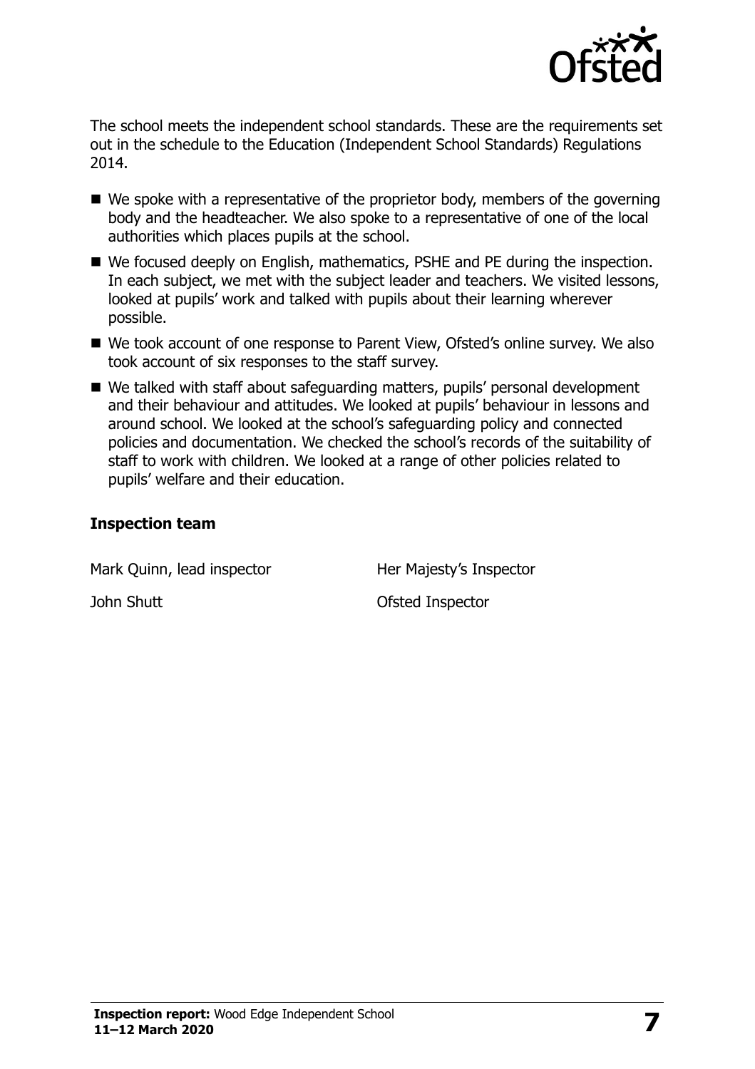The school meets the independent school standards. These are the requirements set out in the schedule to the Education (Independent School Standards) Regulations 2014.

- We spoke with a representative of the proprietor body, members of the governing body and the headteacher. We also spoke to a representative of one of the local authorities which places pupils at the school.
- We focused deeply on English, mathematics, PSHE and PE during the inspection. In each subject, we met with the subject leader and teachers. We visited lessons, looked at pupils' work and talked with pupils about their learning wherever possible.
- We took account of one response to Parent View, Ofsted's online survey. We also took account of six responses to the staff survey.
- We talked with staff about safeguarding matters, pupils' personal development and their behaviour and attitudes. We looked at pupils' behaviour in lessons and around school. We looked at the school's safeguarding policy and connected policies and documentation. We checked the school's records of the suitability of staff to work with children. We looked at a range of other policies related to pupils' welfare and their education.

### Inspection team

| | |
|---|---|
| Mark Quinn, lead inspector | Her Majesty's Inspector |
| John Shutt | Ofsted Inspector |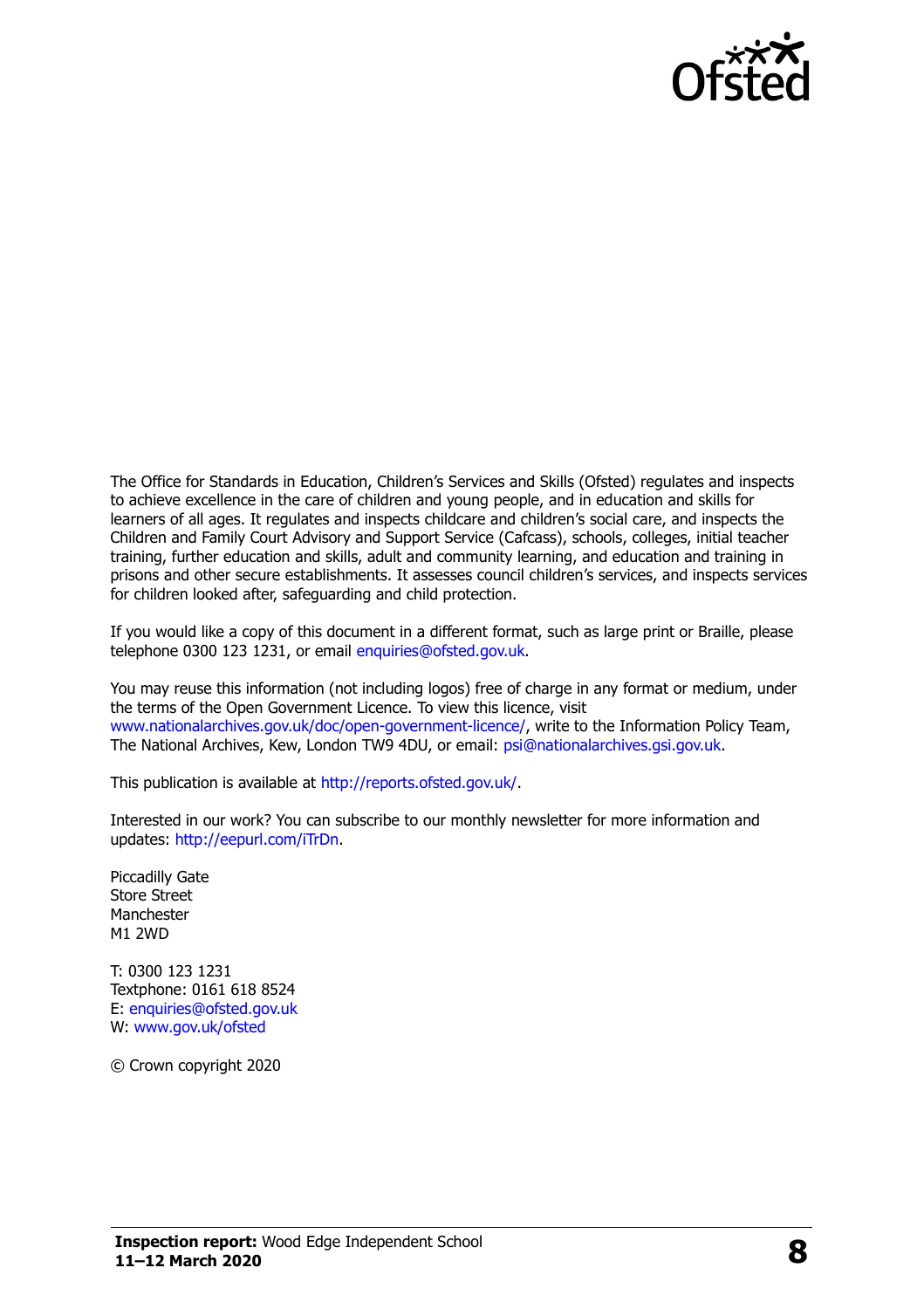The Office for Standards in Education, Children's Services and Skills (Ofsted) regulates and inspects to achieve excellence in the care of children and young people, and in education and skills for learners of all ages. It regulates and inspects childcare and children's social care, and inspects the Children and Family Court Advisory and Support Service (Cafcass), schools, colleges, initial teacher training, further education and skills, adult and community learning, and education and training in prisons and other secure establishments. It assesses council children's services, and inspects services for children looked after, safeguarding and child protection.

If you would like a copy of this document in a different format, such as large print or Braille, please telephone 0300 123 1231, or email enquiries@ofsted.gov.uk.

You may reuse this information (not including logos) free of charge in any format or medium, under the terms of the Open Government Licence. To view this licence, visit www.nationalarchives.gov.uk/doc/open-government-licence/, write to the Information Policy Team, The National Archives, Kew, London TW9 4DU, or email: psi@nationalarchives.gsi.gov.uk.

This publication is available at http://reports.ofsted.gov.uk/.

Interested in our work? You can subscribe to our monthly newsletter for more information and updates: http://eepurl.com/iTrDn.

Piccadilly Gate
Store Street
Manchester
M1 2WD

T: 0300 123 1231
Textphone: 0161 618 8524
E: enquiries@ofsted.gov.uk
W: www.gov.uk/ofsted

© Crown copyright 2020